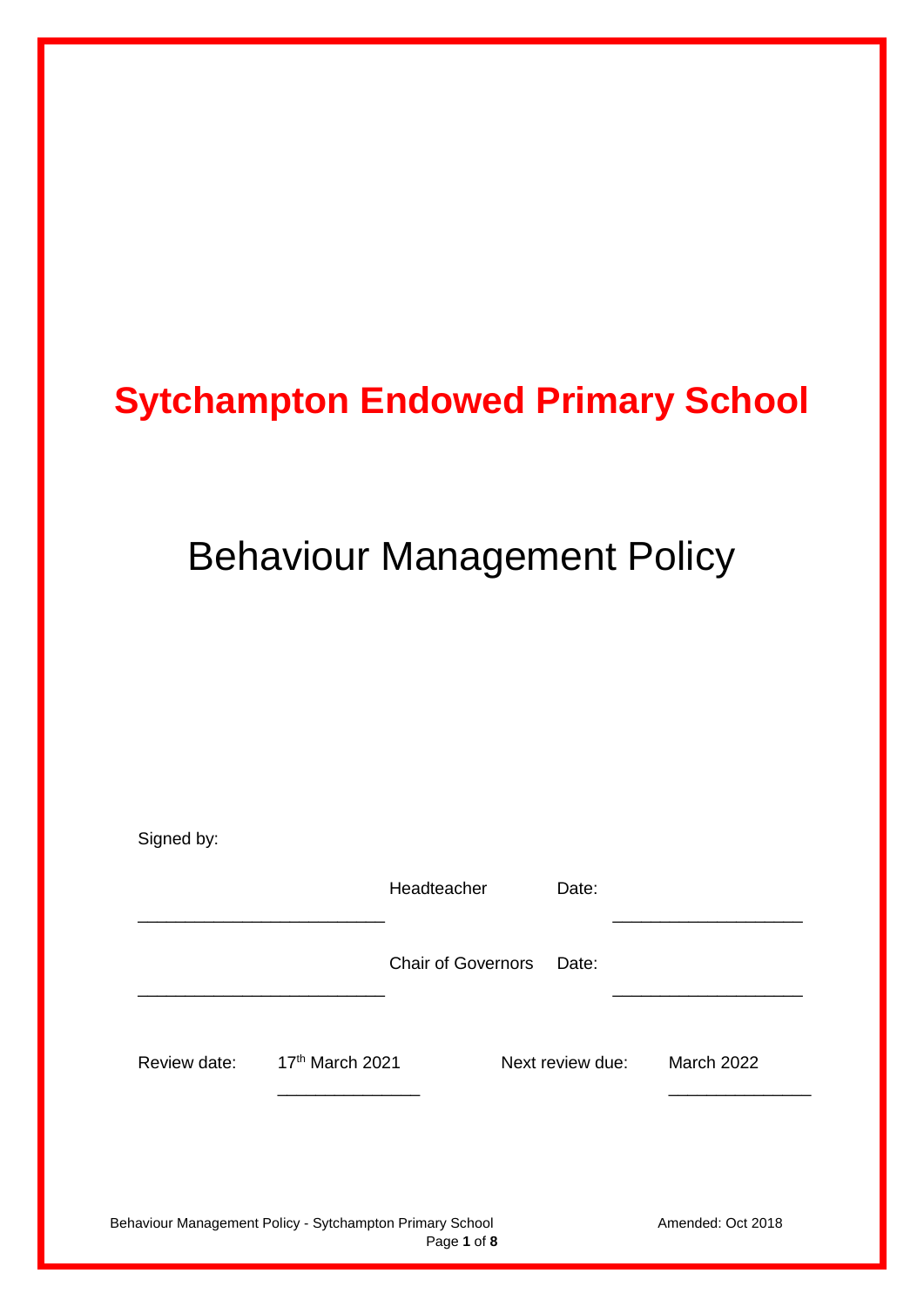# Sytchampton Endowed Primary School

# Behaviour Management Policy

Signed by:

\_\_\_\_\_\_\_\_\_\_\_\_\_\_\_\_\_\_\_\_\_\_\_\_\_ Headteacher Date: \_\_\_\_\_\_\_\_\_\_\_\_\_\_\_\_\_\_\_

\_\_\_\_\_\_\_\_\_\_\_\_\_\_\_\_\_\_\_\_\_\_\_\_\_ Chair of Governors Date: \_\_\_\_\_\_\_\_\_\_\_\_\_\_\_\_\_\_\_

Review date: 17th March 2021 Next review due: March 2022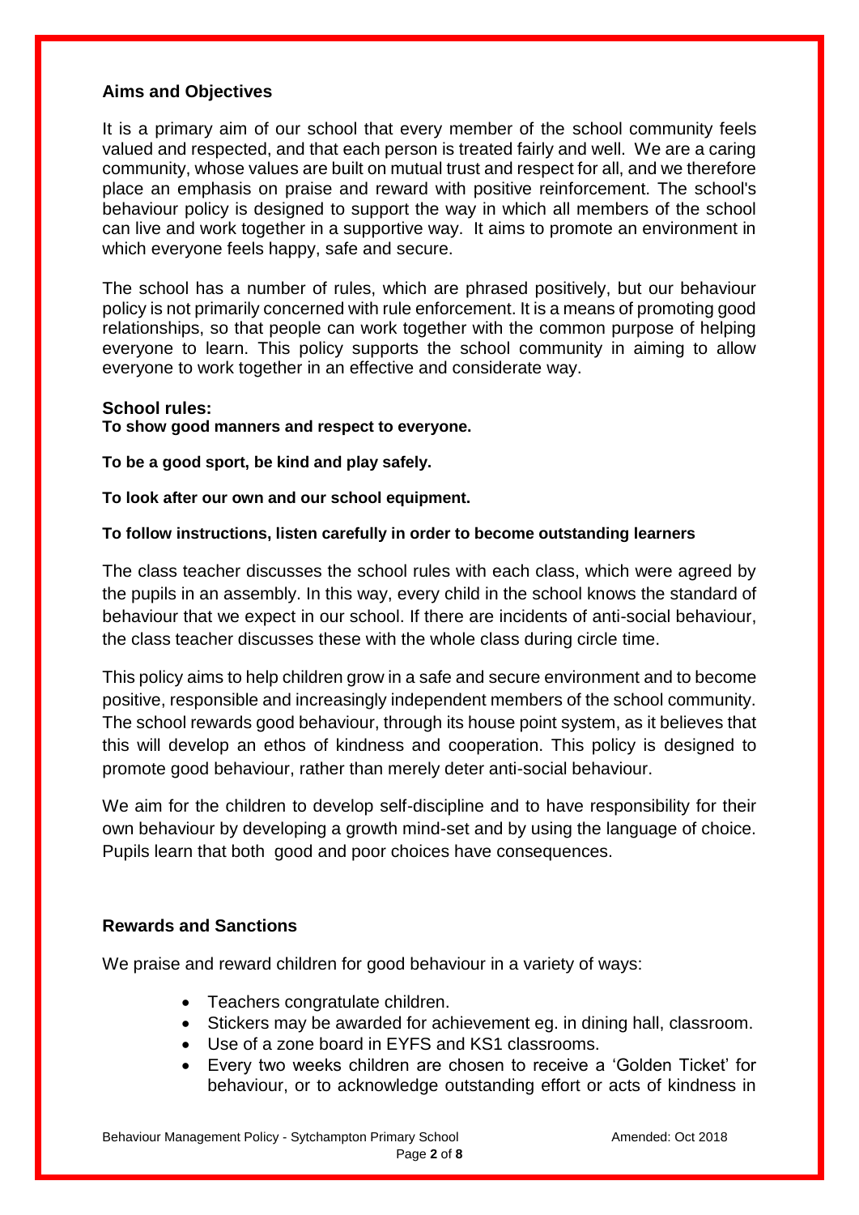## Aims and Objectives

It is a primary aim of our school that every member of the school community feels valued and respected, and that each person is treated fairly and well. We are a caring community, whose values are built on mutual trust and respect for all, and we therefore place an emphasis on praise and reward with positive reinforcement. The school's behaviour policy is designed to support the way in which all members of the school can live and work together in a supportive way. It aims to promote an environment in which everyone feels happy, safe and secure.

The school has a number of rules, which are phrased positively, but our behaviour policy is not primarily concerned with rule enforcement. It is a means of promoting good relationships, so that people can work together with the common purpose of helping everyone to learn. This policy supports the school community in aiming to allow everyone to work together in an effective and considerate way.

### School rules:

**To show good manners and respect to everyone.**

**To be a good sport, be kind and play safely.**

**To look after our own and our school equipment.**

**To follow instructions, listen carefully in order to become outstanding learners**

The class teacher discusses the school rules with each class, which were agreed by the pupils in an assembly. In this way, every child in the school knows the standard of behaviour that we expect in our school. If there are incidents of anti-social behaviour, the class teacher discusses these with the whole class during circle time.

This policy aims to help children grow in a safe and secure environment and to become positive, responsible and increasingly independent members of the school community. The school rewards good behaviour, through its house point system, as it believes that this will develop an ethos of kindness and cooperation. This policy is designed to promote good behaviour, rather than merely deter anti-social behaviour.

We aim for the children to develop self-discipline and to have responsibility for their own behaviour by developing a growth mind-set and by using the language of choice. Pupils learn that both good and poor choices have consequences.

## Rewards and Sanctions

We praise and reward children for good behaviour in a variety of ways:

- Teachers congratulate children.
- Stickers may be awarded for achievement eg. in dining hall, classroom.
- Use of a zone board in EYFS and KS1 classrooms.
- Every two weeks children are chosen to receive a 'Golden Ticket' for behaviour, or to acknowledge outstanding effort or acts of kindness in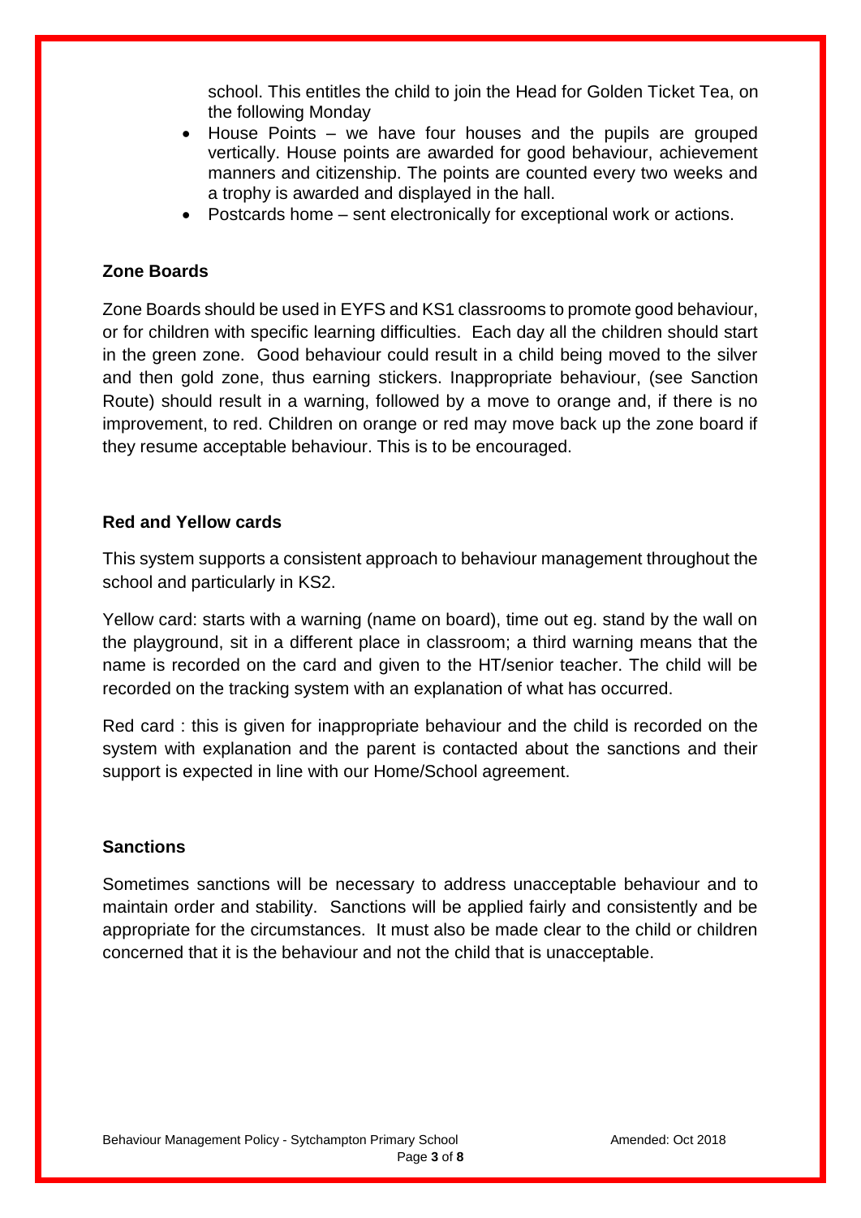school. This entitles the child to join the Head for Golden Ticket Tea, on the following Monday

- House Points – we have four houses and the pupils are grouped vertically. House points are awarded for good behaviour, achievement manners and citizenship. The points are counted every two weeks and a trophy is awarded and displayed in the hall.
- Postcards home – sent electronically for exceptional work or actions.

**Zone Boards**

Zone Boards should be used in EYFS and KS1 classrooms to promote good behaviour, or for children with specific learning difficulties. Each day all the children should start in the green zone. Good behaviour could result in a child being moved to the silver and then gold zone, thus earning stickers. Inappropriate behaviour, (see Sanction Route) should result in a warning, followed by a move to orange and, if there is no improvement, to red. Children on orange or red may move back up the zone board if they resume acceptable behaviour. This is to be encouraged.

**Red and Yellow cards**

This system supports a consistent approach to behaviour management throughout the school and particularly in KS2.

Yellow card: starts with a warning (name on board), time out eg. stand by the wall on the playground, sit in a different place in classroom; a third warning means that the name is recorded on the card and given to the HT/senior teacher. The child will be recorded on the tracking system with an explanation of what has occurred.

Red card : this is given for inappropriate behaviour and the child is recorded on the system with explanation and the parent is contacted about the sanctions and their support is expected in line with our Home/School agreement.

**Sanctions**

Sometimes sanctions will be necessary to address unacceptable behaviour and to maintain order and stability. Sanctions will be applied fairly and consistently and be appropriate for the circumstances. It must also be made clear to the child or children concerned that it is the behaviour and not the child that is unacceptable.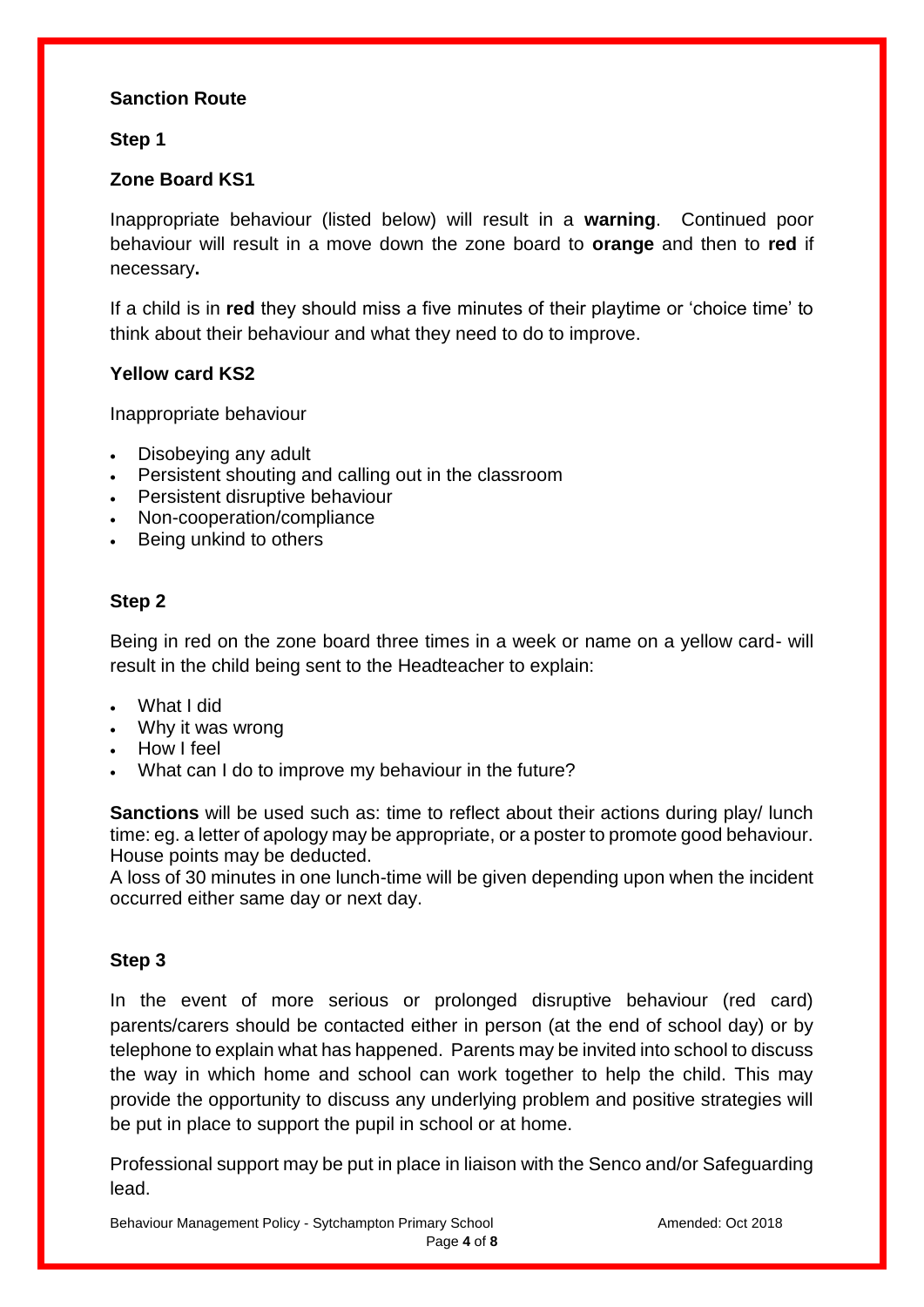**Sanction Route**

**Step 1**

**Zone Board KS1**

Inappropriate behaviour (listed below) will result in a **warning**. Continued poor behaviour will result in a move down the zone board to **orange** and then to **red** if necessary**.**

If a child is in **red** they should miss a five minutes of their playtime or 'choice time' to think about their behaviour and what they need to do to improve.

**Yellow card KS2**

Inappropriate behaviour

- Disobeying any adult
- Persistent shouting and calling out in the classroom
- Persistent disruptive behaviour
- Non-cooperation/compliance
- Being unkind to others

**Step 2**

Being in red on the zone board three times in a week or name on a yellow card- will result in the child being sent to the Headteacher to explain:

- What I did
- Why it was wrong
- How I feel
- What can I do to improve my behaviour in the future?

**Sanctions** will be used such as: time to reflect about their actions during play/ lunch time: eg. a letter of apology may be appropriate, or a poster to promote good behaviour. House points may be deducted.
A loss of 30 minutes in one lunch-time will be given depending upon when the incident occurred either same day or next day.

**Step 3**

In the event of more serious or prolonged disruptive behaviour (red card) parents/carers should be contacted either in person (at the end of school day) or by telephone to explain what has happened. Parents may be invited into school to discuss the way in which home and school can work together to help the child. This may provide the opportunity to discuss any underlying problem and positive strategies will be put in place to support the pupil in school or at home.

Professional support may be put in place in liaison with the Senco and/or Safeguarding lead.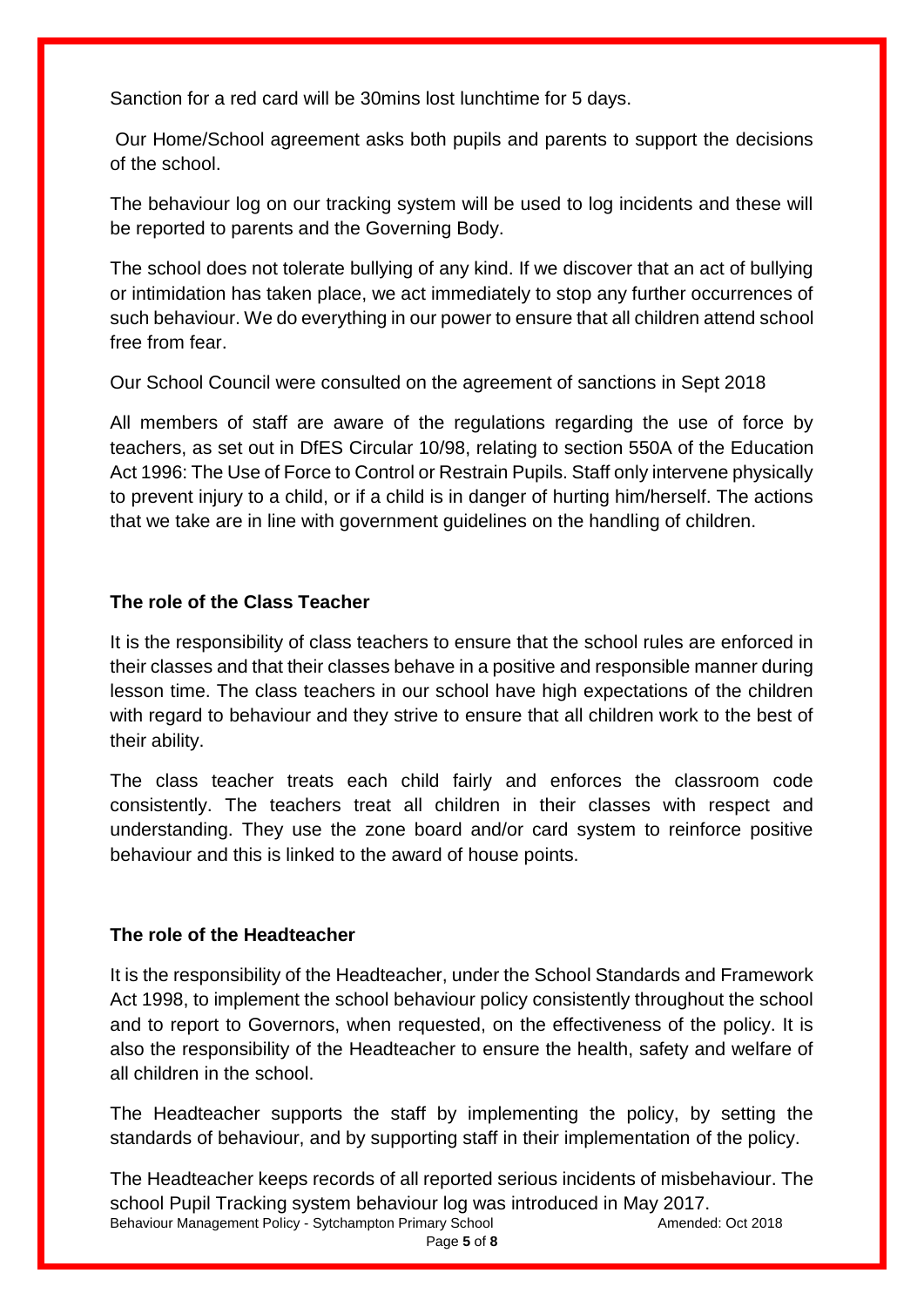Sanction for a red card will be 30mins lost lunchtime for 5 days.

Our Home/School agreement asks both pupils and parents to support the decisions of the school.

The behaviour log on our tracking system will be used to log incidents and these will be reported to parents and the Governing Body.

The school does not tolerate bullying of any kind. If we discover that an act of bullying or intimidation has taken place, we act immediately to stop any further occurrences of such behaviour. We do everything in our power to ensure that all children attend school free from fear.

Our School Council were consulted on the agreement of sanctions in Sept 2018

All members of staff are aware of the regulations regarding the use of force by teachers, as set out in DfES Circular 10/98, relating to section 550A of the Education Act 1996: The Use of Force to Control or Restrain Pupils. Staff only intervene physically to prevent injury to a child, or if a child is in danger of hurting him/herself. The actions that we take are in line with government guidelines on the handling of children.

**The role of the Class Teacher**

It is the responsibility of class teachers to ensure that the school rules are enforced in their classes and that their classes behave in a positive and responsible manner during lesson time. The class teachers in our school have high expectations of the children with regard to behaviour and they strive to ensure that all children work to the best of their ability.

The class teacher treats each child fairly and enforces the classroom code consistently. The teachers treat all children in their classes with respect and understanding. They use the zone board and/or card system to reinforce positive behaviour and this is linked to the award of house points.

**The role of the Headteacher**

It is the responsibility of the Headteacher, under the School Standards and Framework Act 1998, to implement the school behaviour policy consistently throughout the school and to report to Governors, when requested, on the effectiveness of the policy. It is also the responsibility of the Headteacher to ensure the health, safety and welfare of all children in the school.

The Headteacher supports the staff by implementing the policy, by setting the standards of behaviour, and by supporting staff in their implementation of the policy.

The Headteacher keeps records of all reported serious incidents of misbehaviour. The school Pupil Tracking system behaviour log was introduced in May 2017.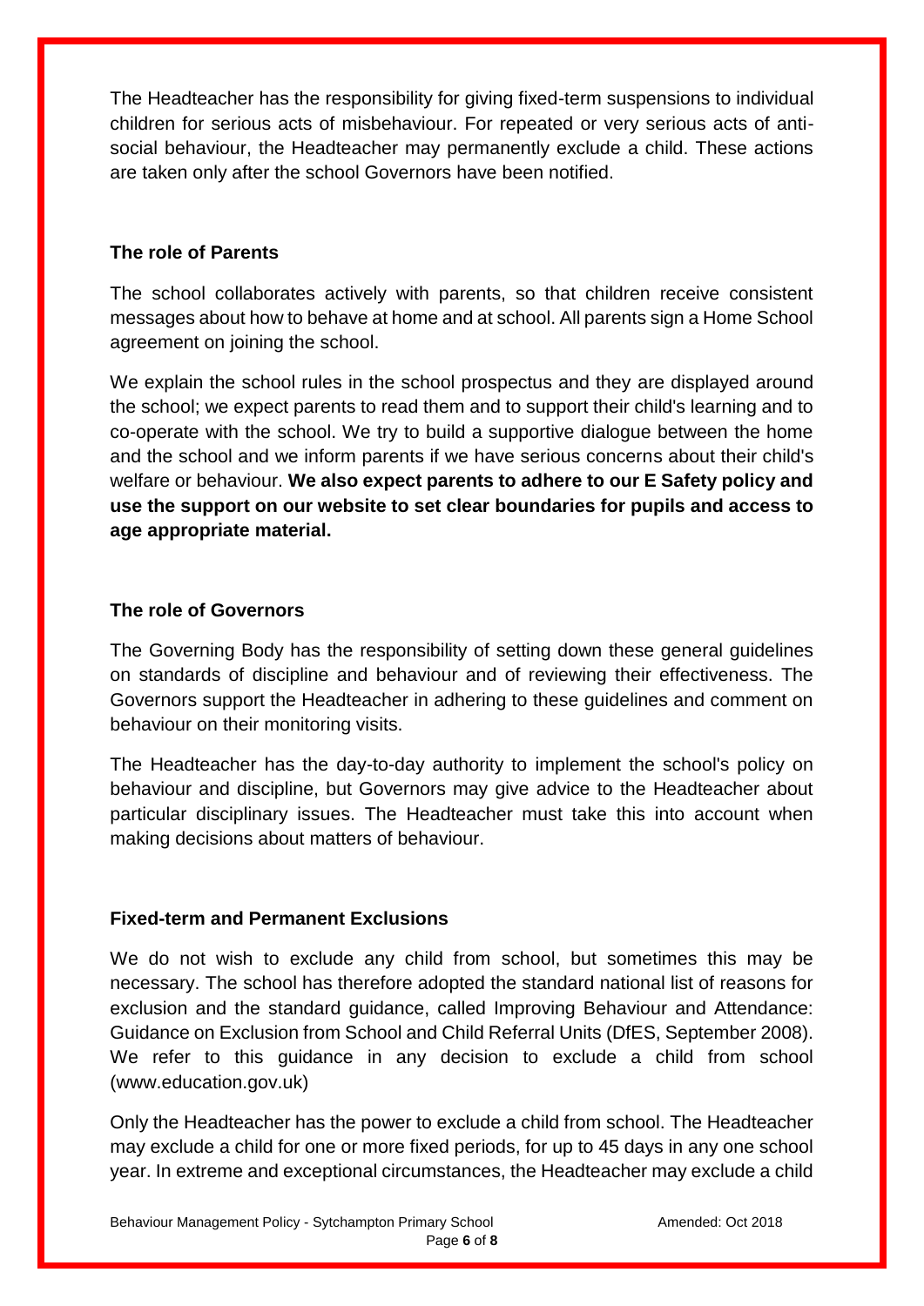The Headteacher has the responsibility for giving fixed-term suspensions to individual children for serious acts of misbehaviour. For repeated or very serious acts of anti-social behaviour, the Headteacher may permanently exclude a child. These actions are taken only after the school Governors have been notified.

## The role of Parents

The school collaborates actively with parents, so that children receive consistent messages about how to behave at home and at school. All parents sign a Home School agreement on joining the school.

We explain the school rules in the school prospectus and they are displayed around the school; we expect parents to read them and to support their child's learning and to co-operate with the school. We try to build a supportive dialogue between the home and the school and we inform parents if we have serious concerns about their child's welfare or behaviour. **We also expect parents to adhere to our E Safety policy and use the support on our website to set clear boundaries for pupils and access to age appropriate material.**

## The role of Governors

The Governing Body has the responsibility of setting down these general guidelines on standards of discipline and behaviour and of reviewing their effectiveness. The Governors support the Headteacher in adhering to these guidelines and comment on behaviour on their monitoring visits.

The Headteacher has the day-to-day authority to implement the school's policy on behaviour and discipline, but Governors may give advice to the Headteacher about particular disciplinary issues. The Headteacher must take this into account when making decisions about matters of behaviour.

## Fixed-term and Permanent Exclusions

We do not wish to exclude any child from school, but sometimes this may be necessary. The school has therefore adopted the standard national list of reasons for exclusion and the standard guidance, called Improving Behaviour and Attendance: Guidance on Exclusion from School and Child Referral Units (DfES, September 2008). We refer to this guidance in any decision to exclude a child from school (www.education.gov.uk)

Only the Headteacher has the power to exclude a child from school. The Headteacher may exclude a child for one or more fixed periods, for up to 45 days in any one school year. In extreme and exceptional circumstances, the Headteacher may exclude a child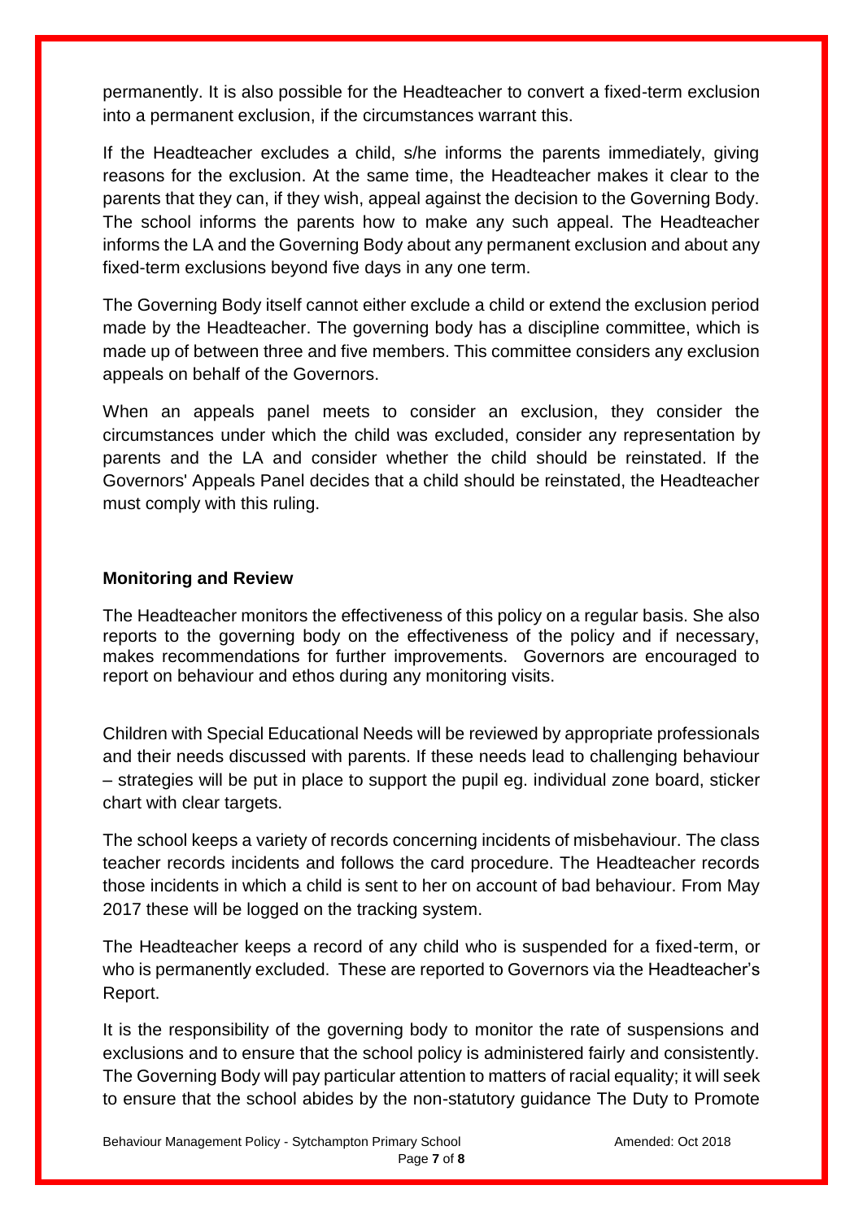permanently. It is also possible for the Headteacher to convert a fixed-term exclusion into a permanent exclusion, if the circumstances warrant this.

If the Headteacher excludes a child, s/he informs the parents immediately, giving reasons for the exclusion. At the same time, the Headteacher makes it clear to the parents that they can, if they wish, appeal against the decision to the Governing Body. The school informs the parents how to make any such appeal. The Headteacher informs the LA and the Governing Body about any permanent exclusion and about any fixed-term exclusions beyond five days in any one term.

The Governing Body itself cannot either exclude a child or extend the exclusion period made by the Headteacher. The governing body has a discipline committee, which is made up of between three and five members. This committee considers any exclusion appeals on behalf of the Governors.

When an appeals panel meets to consider an exclusion, they consider the circumstances under which the child was excluded, consider any representation by parents and the LA and consider whether the child should be reinstated. If the Governors' Appeals Panel decides that a child should be reinstated, the Headteacher must comply with this ruling.

**Monitoring and Review**

The Headteacher monitors the effectiveness of this policy on a regular basis. She also reports to the governing body on the effectiveness of the policy and if necessary, makes recommendations for further improvements. Governors are encouraged to report on behaviour and ethos during any monitoring visits.

Children with Special Educational Needs will be reviewed by appropriate professionals and their needs discussed with parents. If these needs lead to challenging behaviour – strategies will be put in place to support the pupil eg. individual zone board, sticker chart with clear targets.

The school keeps a variety of records concerning incidents of misbehaviour. The class teacher records incidents and follows the card procedure. The Headteacher records those incidents in which a child is sent to her on account of bad behaviour. From May 2017 these will be logged on the tracking system.

The Headteacher keeps a record of any child who is suspended for a fixed-term, or who is permanently excluded. These are reported to Governors via the Headteacher's Report.

It is the responsibility of the governing body to monitor the rate of suspensions and exclusions and to ensure that the school policy is administered fairly and consistently. The Governing Body will pay particular attention to matters of racial equality; it will seek to ensure that the school abides by the non-statutory guidance The Duty to Promote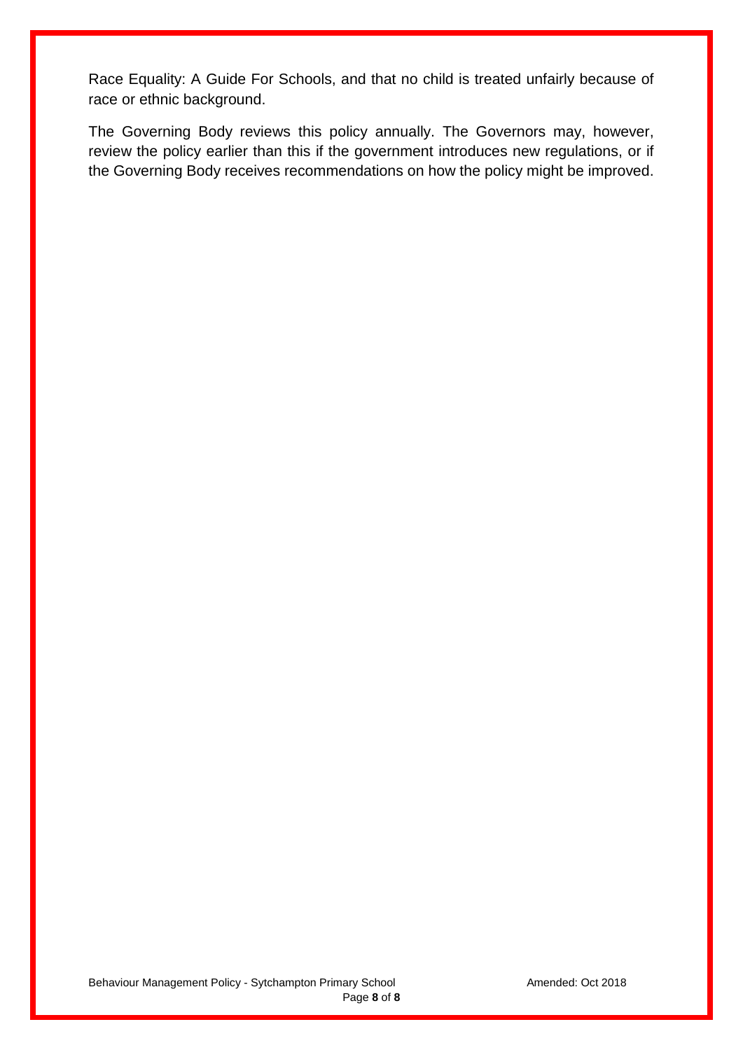Race Equality: A Guide For Schools, and that no child is treated unfairly because of race or ethnic background.

The Governing Body reviews this policy annually. The Governors may, however, review the policy earlier than this if the government introduces new regulations, or if the Governing Body receives recommendations on how the policy might be improved.